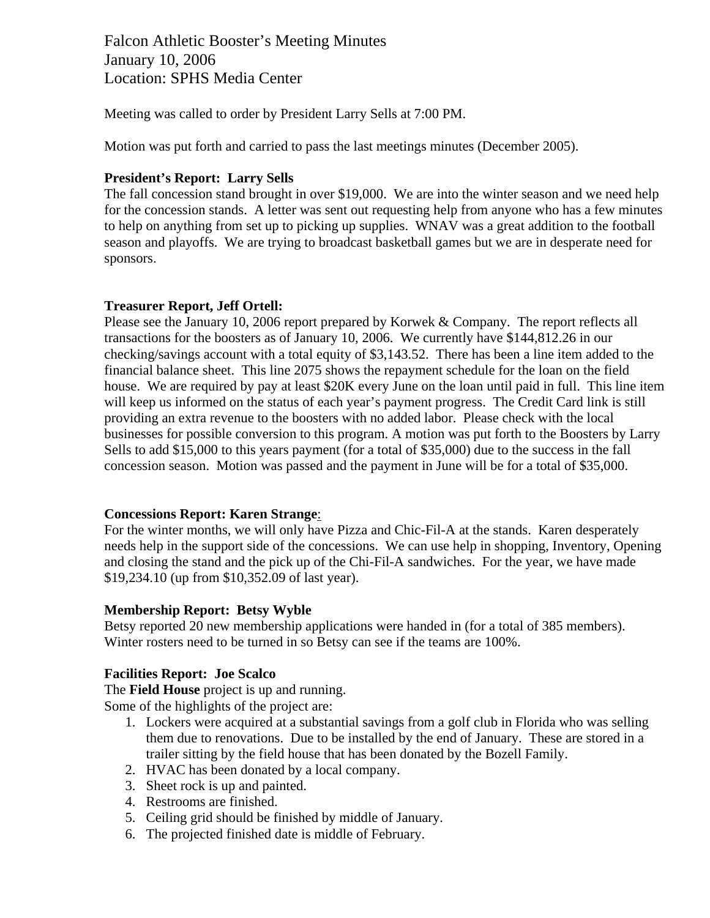# Falcon Athletic Booster's Meeting Minutes
January 10, 2006
Location: SPHS Media Center

Meeting was called to order by President Larry Sells at 7:00 PM.

Motion was put forth and carried to pass the last meetings minutes (December 2005).

**President's Report: Larry Sells**
The fall concession stand brought in over $19,000. We are into the winter season and we need help for the concession stands. A letter was sent out requesting help from anyone who has a few minutes to help on anything from set up to picking up supplies. WNAV was a great addition to the football season and playoffs. We are trying to broadcast basketball games but we are in desperate need for sponsors.

**Treasurer Report, Jeff Ortell:**
Please see the January 10, 2006 report prepared by Korwek & Company. The report reflects all transactions for the boosters as of January 10, 2006. We currently have $144,812.26 in our checking/savings account with a total equity of $3,143.52. There has been a line item added to the financial balance sheet. This line 2075 shows the repayment schedule for the loan on the field house. We are required by pay at least $20K every June on the loan until paid in full. This line item will keep us informed on the status of each year's payment progress. The Credit Card link is still providing an extra revenue to the boosters with no added labor. Please check with the local businesses for possible conversion to this program. A motion was put forth to the Boosters by Larry Sells to add $15,000 to this years payment (for a total of $35,000) due to the success in the fall concession season. Motion was passed and the payment in June will be for a total of $35,000.

**Concessions Report: Karen Strange**:
For the winter months, we will only have Pizza and Chic-Fil-A at the stands. Karen desperately needs help in the support side of the concessions. We can use help in shopping, Inventory, Opening and closing the stand and the pick up of the Chi-Fil-A sandwiches. For the year, we have made $19,234.10 (up from $10,352.09 of last year).

**Membership Report: Betsy Wyble**
Betsy reported 20 new membership applications were handed in (for a total of 385 members). Winter rosters need to be turned in so Betsy can see if the teams are 100%.

**Facilities Report: Joe Scalco**
The **Field House** project is up and running.
Some of the highlights of the project are:

1. Lockers were acquired at a substantial savings from a golf club in Florida who was selling them due to renovations. Due to be installed by the end of January. These are stored in a trailer sitting by the field house that has been donated by the Bozell Family.
2. HVAC has been donated by a local company.
3. Sheet rock is up and painted.
4. Restrooms are finished.
5. Ceiling grid should be finished by middle of January.
6. The projected finished date is middle of February.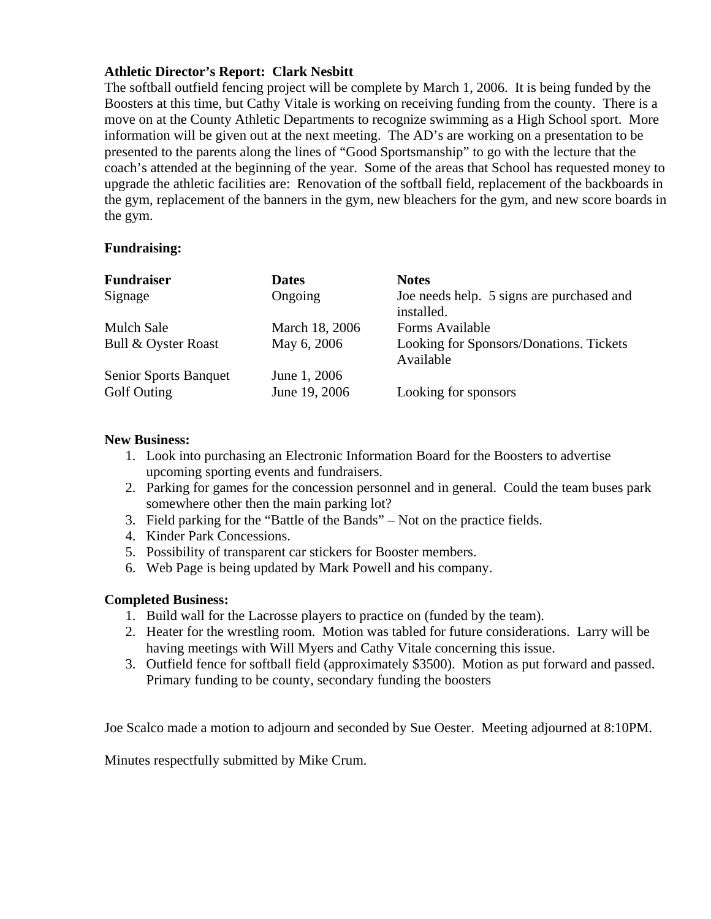**Athletic Director's Report: Clark Nesbitt**

The softball outfield fencing project will be complete by March 1, 2006. It is being funded by the Boosters at this time, but Cathy Vitale is working on receiving funding from the county. There is a move on at the County Athletic Departments to recognize swimming as a High School sport. More information will be given out at the next meeting. The AD's are working on a presentation to be presented to the parents along the lines of "Good Sportsmanship" to go with the lecture that the coach's attended at the beginning of the year. Some of the areas that School has requested money to upgrade the athletic facilities are: Renovation of the softball field, replacement of the backboards in the gym, replacement of the banners in the gym, new bleachers for the gym, and new score boards in the gym.

**Fundraising:**

| **Fundraiser** | **Dates** | **Notes** |
|---|---|---|
| Signage | Ongoing | Joe needs help. 5 signs are purchased and installed. |
| Mulch Sale | March 18, 2006 | Forms Available |
| Bull & Oyster Roast | May 6, 2006 | Looking for Sponsors/Donations. Tickets Available |
| Senior Sports Banquet | June 1, 2006 | |
| Golf Outing | June 19, 2006 | Looking for sponsors |

**New Business:**

1. Look into purchasing an Electronic Information Board for the Boosters to advertise upcoming sporting events and fundraisers.
2. Parking for games for the concession personnel and in general. Could the team buses park somewhere other then the main parking lot?
3. Field parking for the "Battle of the Bands" – Not on the practice fields.
4. Kinder Park Concessions.
5. Possibility of transparent car stickers for Booster members.
6. Web Page is being updated by Mark Powell and his company.

**Completed Business:**

1. Build wall for the Lacrosse players to practice on (funded by the team).
2. Heater for the wrestling room. Motion was tabled for future considerations. Larry will be having meetings with Will Myers and Cathy Vitale concerning this issue.
3. Outfield fence for softball field (approximately $3500). Motion as put forward and passed. Primary funding to be county, secondary funding the boosters

Joe Scalco made a motion to adjourn and seconded by Sue Oester. Meeting adjourned at 8:10PM.

Minutes respectfully submitted by Mike Crum.